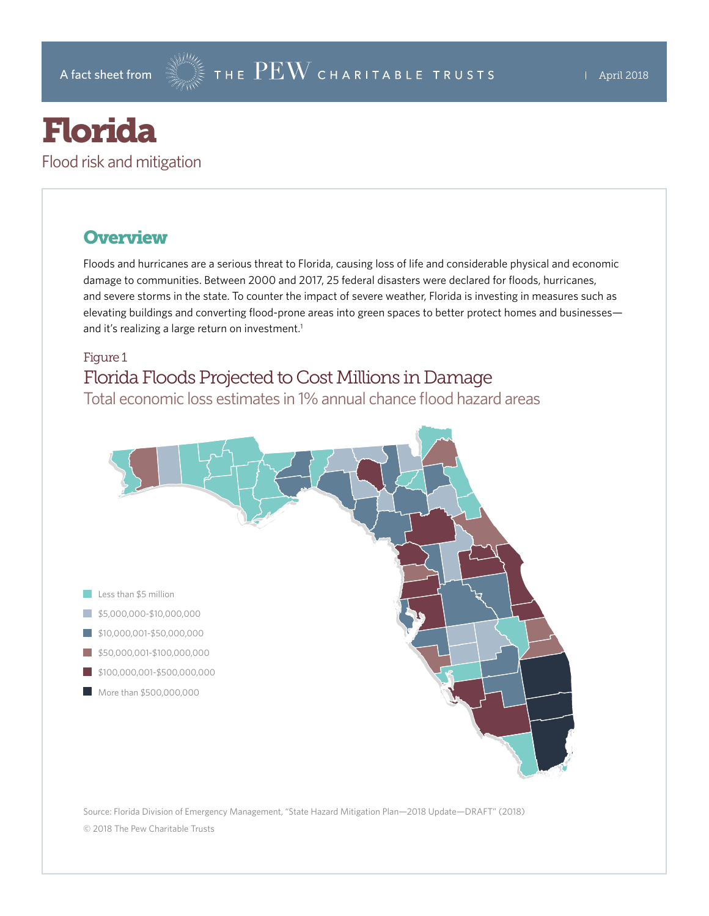A fact sheet from THE PEW CHARITABLE TRUSTS | April 2018

# Florida

Flood risk and mitigation

## Overview

Floods and hurricanes are a serious threat to Florida, causing loss of life and considerable physical and economic damage to communities. Between 2000 and 2017, 25 federal disasters were declared for floods, hurricanes, and severe storms in the state. To counter the impact of severe weather, Florida is investing in measures such as elevating buildings and converting flood-prone areas into green spaces to better protect homes and businesses—and it's realizing a large return on investment.[1]

Figure 1

### Florida Floods Projected to Cost Millions in Damage

Total economic loss estimates in 1% annual chance flood hazard areas

- Less than $5 million
- $5,000,000-$10,000,000
- $10,000,001-$50,000,000
- $50,000,001-$100,000,000
- $100,000,001-$500,000,000
- More than $500,000,000

Source: Florida Division of Emergency Management, "State Hazard Mitigation Plan—2018 Update—DRAFT" (2018)

© 2018 The Pew Charitable Trusts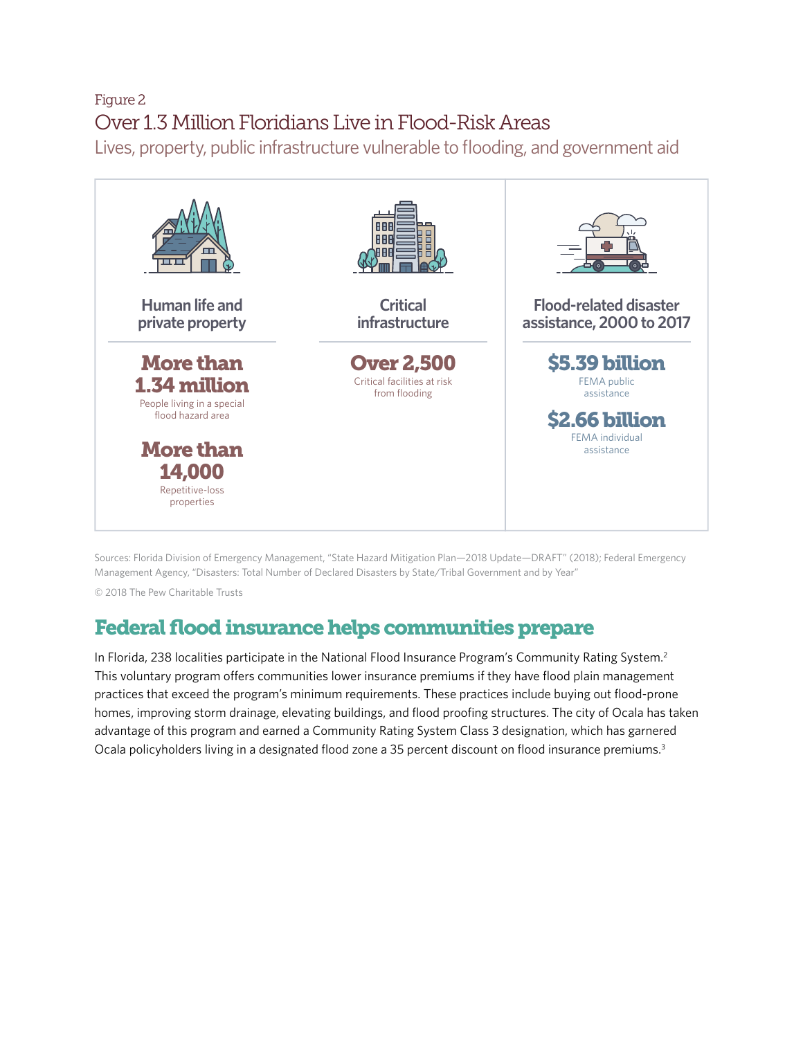Figure 2

## Over 1.3 Million Floridians Live in Flood-Risk Areas

Lives, property, public infrastructure vulnerable to flooding, and government aid

**Human life and private property**

**More than 1.34 million**
People living in a special flood hazard area

**More than 14,000**
Repetitive-loss properties

**Critical infrastructure**

**Over 2,500**
Critical facilities at risk from flooding

**Flood-related disaster assistance, 2000 to 2017**

**$5.39 billion**
FEMA public assistance

**$2.66 billion**
FEMA individual assistance

Sources: Florida Division of Emergency Management, "State Hazard Mitigation Plan—2018 Update—DRAFT" (2018); Federal Emergency Management Agency, "Disasters: Total Number of Declared Disasters by State/Tribal Government and by Year"

© 2018 The Pew Charitable Trusts

## Federal flood insurance helps communities prepare

In Florida, 238 localities participate in the National Flood Insurance Program's Community Rating System.[2] This voluntary program offers communities lower insurance premiums if they have flood plain management practices that exceed the program's minimum requirements. These practices include buying out flood-prone homes, improving storm drainage, elevating buildings, and flood proofing structures. The city of Ocala has taken advantage of this program and earned a Community Rating System Class 3 designation, which has garnered Ocala policyholders living in a designated flood zone a 35 percent discount on flood insurance premiums.[3]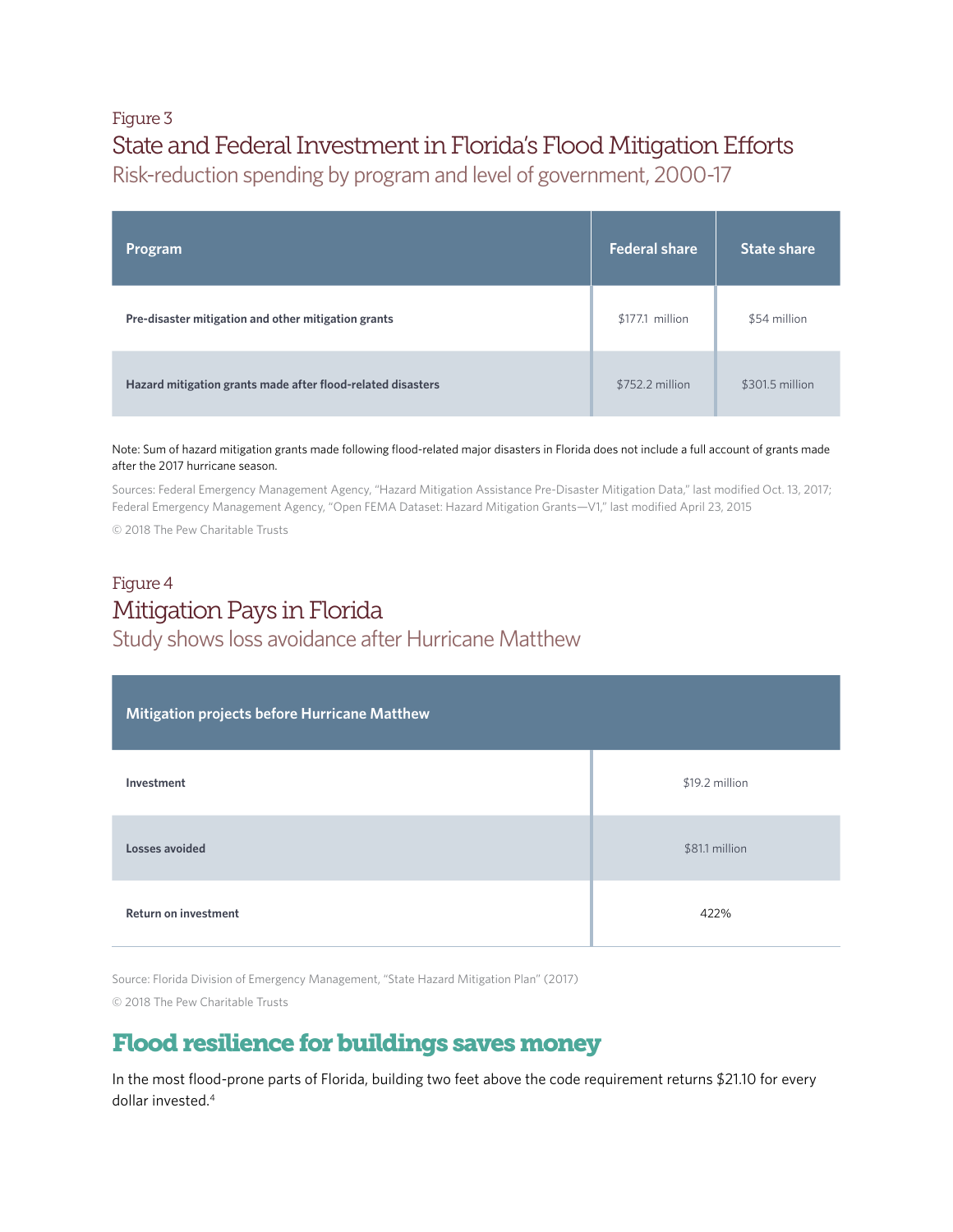Figure 3

## State and Federal Investment in Florida's Flood Mitigation Efforts

Risk-reduction spending by program and level of government, 2000-17

| Program | Federal share | State share |
|---|---|---|
| **Pre-disaster mitigation and other mitigation grants** | $177.1 million | $54 million |
| **Hazard mitigation grants made after flood-related disasters** | $752.2 million | $301.5 million |

Note: Sum of hazard mitigation grants made following flood-related major disasters in Florida does not include a full account of grants made after the 2017 hurricane season.

Sources: Federal Emergency Management Agency, "Hazard Mitigation Assistance Pre-Disaster Mitigation Data," last modified Oct. 13, 2017; Federal Emergency Management Agency, "Open FEMA Dataset: Hazard Mitigation Grants—V1," last modified April 23, 2015

© 2018 The Pew Charitable Trusts

Figure 4

## Mitigation Pays in Florida

Study shows loss avoidance after Hurricane Matthew

| Mitigation projects before Hurricane Matthew | |
|---|---|
| **Investment** | $19.2 million |
| **Losses avoided** | $81.1 million |
| **Return on investment** | 422% |

Source: Florida Division of Emergency Management, "State Hazard Mitigation Plan" (2017)

© 2018 The Pew Charitable Trusts

## Flood resilience for buildings saves money

In the most flood-prone parts of Florida, building two feet above the code requirement returns $21.10 for every dollar invested.[4]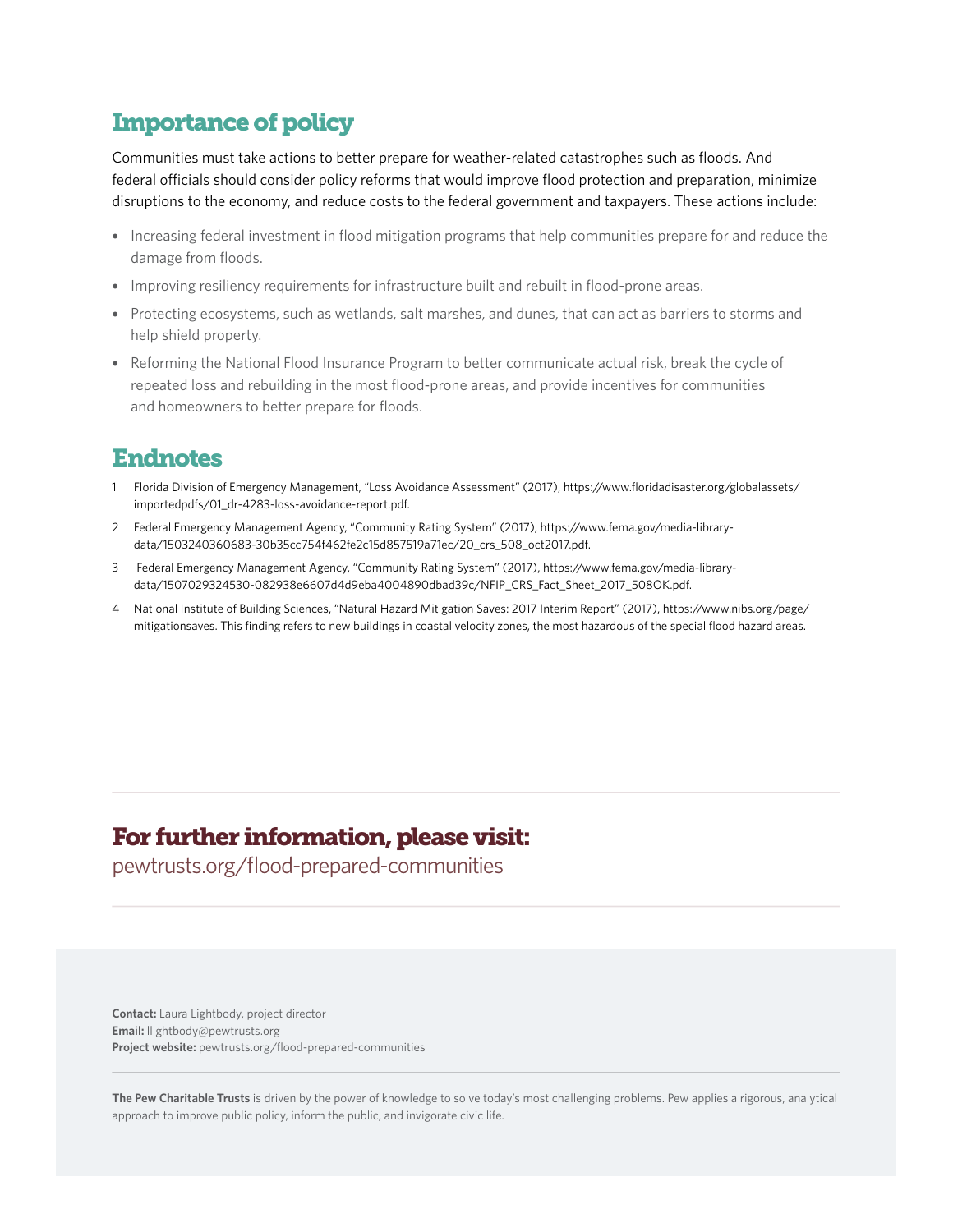## Importance of policy

Communities must take actions to better prepare for weather-related catastrophes such as floods. And federal officials should consider policy reforms that would improve flood protection and preparation, minimize disruptions to the economy, and reduce costs to the federal government and taxpayers. These actions include:

- Increasing federal investment in flood mitigation programs that help communities prepare for and reduce the damage from floods.
- Improving resiliency requirements for infrastructure built and rebuilt in flood-prone areas.
- Protecting ecosystems, such as wetlands, salt marshes, and dunes, that can act as barriers to storms and help shield property.
- Reforming the National Flood Insurance Program to better communicate actual risk, break the cycle of repeated loss and rebuilding in the most flood-prone areas, and provide incentives for communities and homeowners to better prepare for floods.

## Endnotes

1. Florida Division of Emergency Management, "Loss Avoidance Assessment" (2017), https://www.floridadisaster.org/globalassets/importedpdfs/01_dr-4283-loss-avoidance-report.pdf.
2. Federal Emergency Management Agency, "Community Rating System" (2017), https://www.fema.gov/media-library-data/1503240360683-30b35cc754f462fe2c15d857519a71ec/20_crs_508_oct2017.pdf.
3. Federal Emergency Management Agency, "Community Rating System" (2017), https://www.fema.gov/media-library-data/1507029324530-082938e6607d4d9eba4004890dbad39c/NFIP_CRS_Fact_Sheet_2017_508OK.pdf.
4. National Institute of Building Sciences, "Natural Hazard Mitigation Saves: 2017 Interim Report" (2017), https://www.nibs.org/page/mitigationsaves. This finding refers to new buildings in coastal velocity zones, the most hazardous of the special flood hazard areas.

## For further information, please visit:

pewtrusts.org/flood-prepared-communities

**Contact:** Laura Lightbody, project director
**Email:** llightbody@pewtrusts.org
**Project website:** pewtrusts.org/flood-prepared-communities

**The Pew Charitable Trusts** is driven by the power of knowledge to solve today's most challenging problems. Pew applies a rigorous, analytical approach to improve public policy, inform the public, and invigorate civic life.